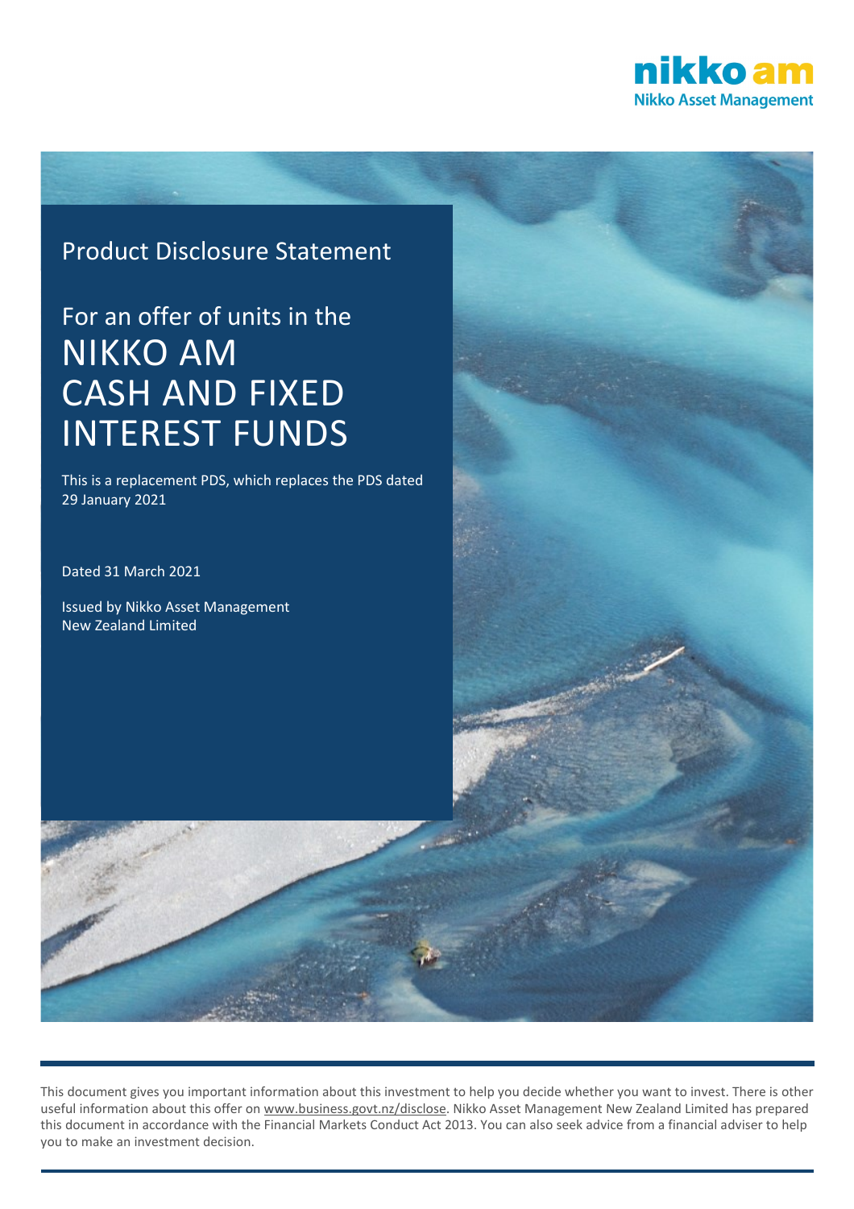nikko am
Nikko Asset Management

# Product Disclosure Statement

## For an offer of units in the NIKKO AM CASH AND FIXED INTEREST FUNDS

This is a replacement PDS, which replaces the PDS dated 29 January 2021

Dated 31 March 2021

Issued by Nikko Asset Management New Zealand Limited

This document gives you important information about this investment to help you decide whether you want to invest. There is other useful information about this offer on www.business.govt.nz/disclose. Nikko Asset Management New Zealand Limited has prepared this document in accordance with the Financial Markets Conduct Act 2013. You can also seek advice from a financial adviser to help you to make an investment decision.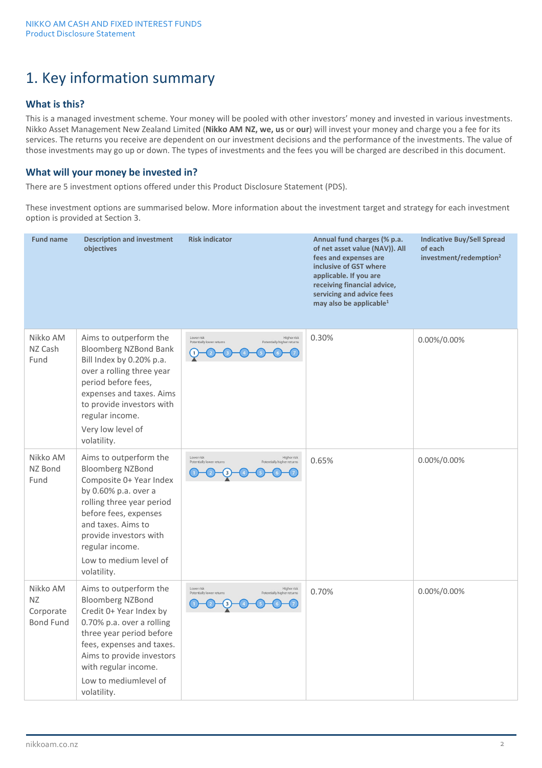# 1. Key information summary

## What is this?

This is a managed investment scheme. Your money will be pooled with other investors' money and invested in various investments. Nikko Asset Management New Zealand Limited (**Nikko AM NZ, we, us** or **our**) will invest your money and charge you a fee for its services. The returns you receive are dependent on our investment decisions and the performance of the investments. The value of those investments may go up or down. The types of investments and the fees you will be charged are described in this document.

## What will your money be invested in?

There are 5 investment options offered under this Product Disclosure Statement (PDS).

These investment options are summarised below. More information about the investment target and strategy for each investment option is provided at Section 3.

| Fund name | Description and investment objectives | Risk indicator | Annual fund charges (% p.a. of net asset value (NAV)). All fees and expenses are inclusive of GST where applicable. If you are receiving financial advice, servicing and advice fees may also be applicable[1] | Indicative Buy/Sell Spread of each investment/redemption[2] |
|---|---|---|---|---|
| Nikko AM NZ Cash Fund | Aims to outperform the Bloomberg NZBond Bank Bill Index by 0.20% p.a. over a rolling three year period before fees, expenses and taxes. Aims to provide investors with regular income. Very low level of volatility. | Lower risk, Potentially lower returns — Higher risk, Potentially higher returns: 1 (scale 1–7) | 0.30% | 0.00%/0.00% |
| Nikko AM NZ Bond Fund | Aims to outperform the Bloomberg NZBond Composite 0+ Year Index by 0.60% p.a. over a rolling three year period before fees, expenses and taxes. Aims to provide investors with regular income. Low to medium level of volatility. | Lower risk, Potentially lower returns — Higher risk, Potentially higher returns: 3 (scale 1–7) | 0.65% | 0.00%/0.00% |
| Nikko AM NZ Corporate Bond Fund | Aims to outperform the Bloomberg NZBond Credit 0+ Year Index by 0.70% p.a. over a rolling three year period before fees, expenses and taxes. Aims to provide investors with regular income. Low to mediumlevel of volatility. | Lower risk, Potentially lower returns — Higher risk, Potentially higher returns: 3 (scale 1–7) | 0.70% | 0.00%/0.00% |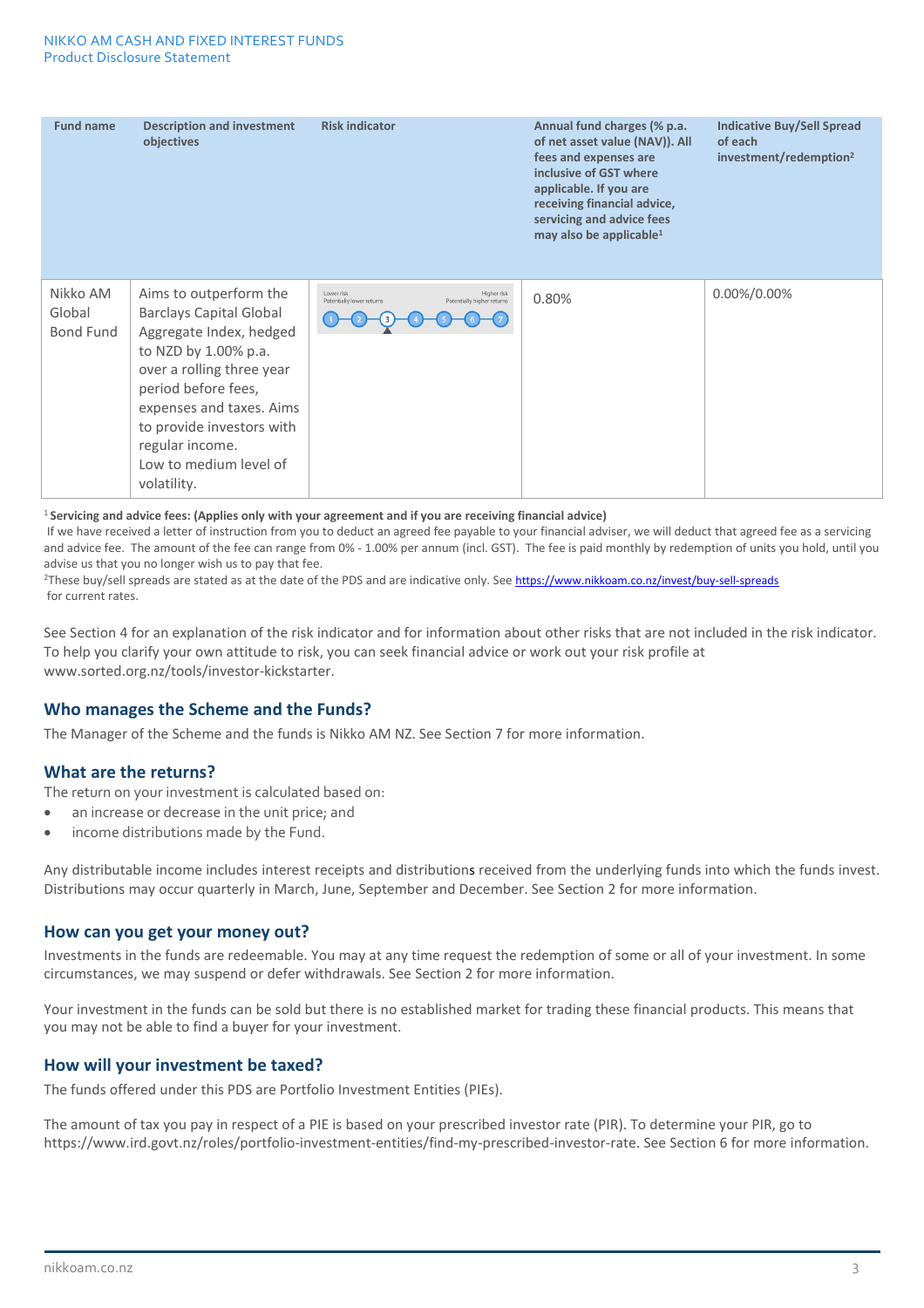| Fund name | Description and investment objectives | Risk indicator | Annual fund charges (% p.a. of net asset value (NAV)). All fees and expenses are inclusive of GST where applicable. If you are receiving financial advice, servicing and advice fees may also be applicable[1] | Indicative Buy/Sell Spread of each investment/redemption[2] |
|---|---|---|---|---|
| Nikko AM Global Bond Fund | Aims to outperform the Barclays Capital Global Aggregate Index, hedged to NZD by 1.00% p.a. over a rolling three year period before fees, expenses and taxes. Aims to provide investors with regular income. Low to medium level of volatility. | Lower risk, Potentially lower returns — Higher risk, Potentially higher returns: 1 2 **3** 4 5 6 7 | 0.80% | 0.00%/0.00% |

[1] **Servicing and advice fees: (Applies only with your agreement and if you are receiving financial advice)**
If we have received a letter of instruction from you to deduct an agreed fee payable to your financial adviser, we will deduct that agreed fee as a servicing and advice fee. The amount of the fee can range from 0% - 1.00% per annum (incl. GST). The fee is paid monthly by redemption of units you hold, until you advise us that you no longer wish us to pay that fee.

[2] These buy/sell spreads are stated as at the date of the PDS and are indicative only. See https://www.nikkoam.co.nz/invest/buy-sell-spreads for current rates.

See Section 4 for an explanation of the risk indicator and for information about other risks that are not included in the risk indicator. To help you clarify your own attitude to risk, you can seek financial advice or work out your risk profile at www.sorted.org.nz/tools/investor-kickstarter.

## Who manages the Scheme and the Funds?

The Manager of the Scheme and the funds is Nikko AM NZ. See Section 7 for more information.

## What are the returns?

The return on your investment is calculated based on:

- an increase or decrease in the unit price; and
- income distributions made by the Fund.

Any distributable income includes interest receipts and distributions received from the underlying funds into which the funds invest. Distributions may occur quarterly in March, June, September and December. See Section 2 for more information.

## How can you get your money out?

Investments in the funds are redeemable. You may at any time request the redemption of some or all of your investment. In some circumstances, we may suspend or defer withdrawals. See Section 2 for more information.

Your investment in the funds can be sold but there is no established market for trading these financial products. This means that you may not be able to find a buyer for your investment.

## How will your investment be taxed?

The funds offered under this PDS are Portfolio Investment Entities (PIEs).

The amount of tax you pay in respect of a PIE is based on your prescribed investor rate (PIR). To determine your PIR, go to https://www.ird.govt.nz/roles/portfolio-investment-entities/find-my-prescribed-investor-rate. See Section 6 for more information.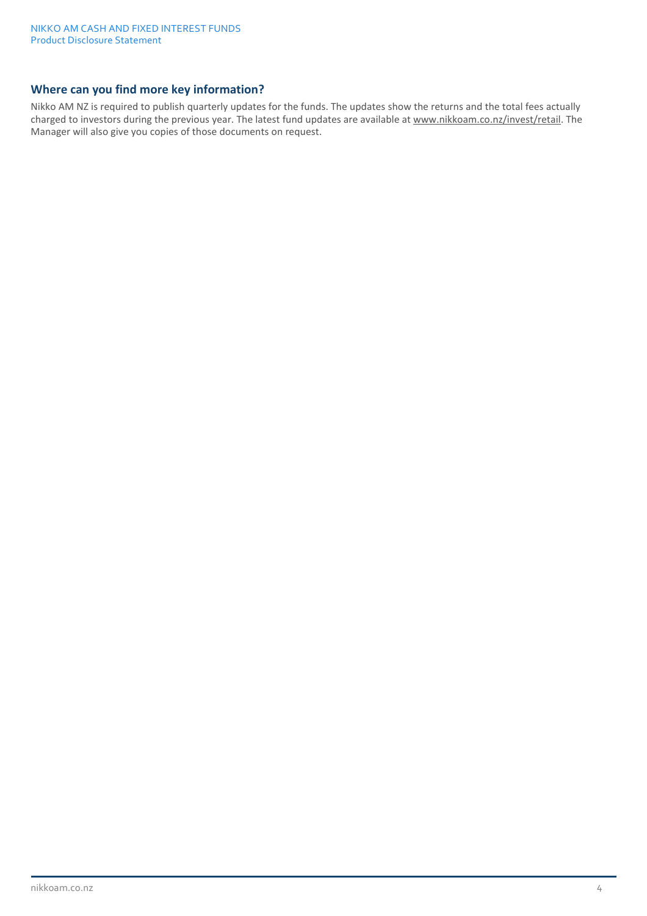## Where can you find more key information?

Nikko AM NZ is required to publish quarterly updates for the funds. The updates show the returns and the total fees actually charged to investors during the previous year. The latest fund updates are available at www.nikkoam.co.nz/invest/retail. The Manager will also give you copies of those documents on request.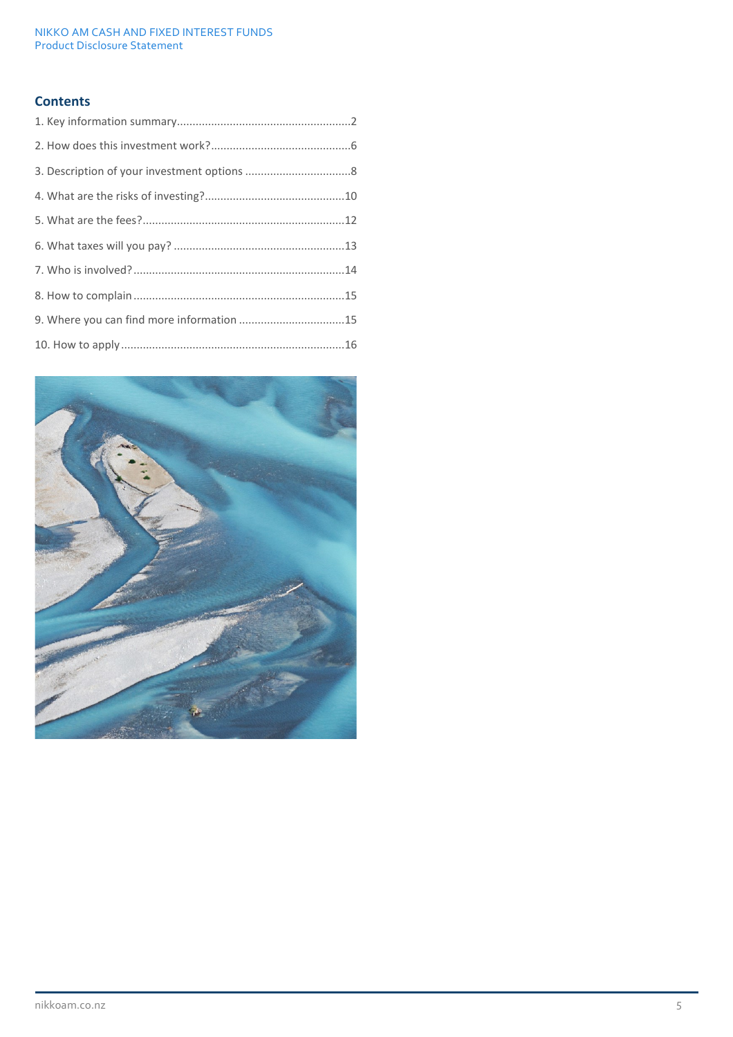## Contents

1. Key information summary........................................................2
2. How does this investment work?.............................................6
3. Description of your investment options ..................................8
4. What are the risks of investing?.............................................10
5. What are the fees?................................................................12
6. What taxes will you pay? .......................................................13
7. Who is involved?...................................................................14
8. How to complain ...................................................................15
9. Where you can find more information ..................................15
10. How to apply .......................................................................16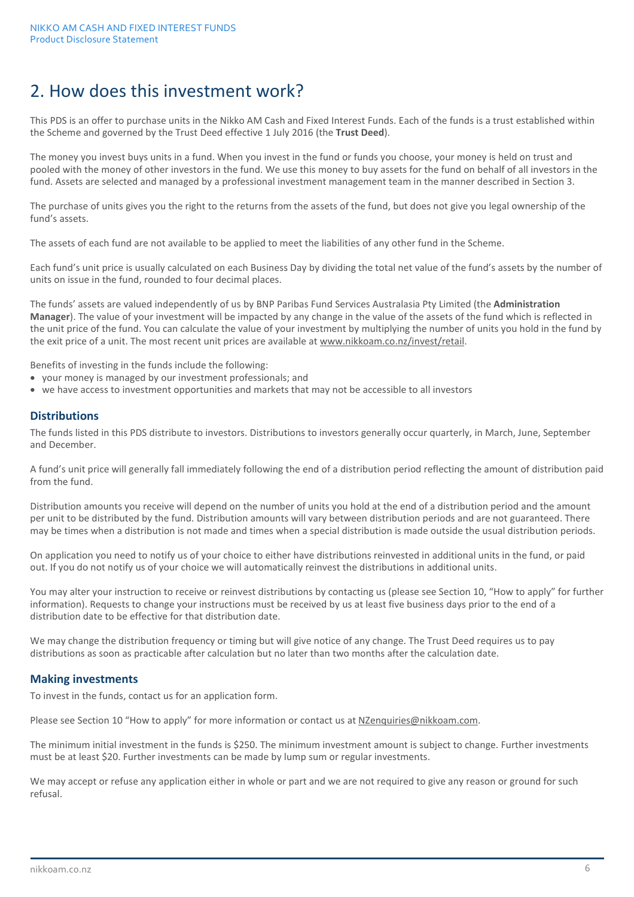# 2. How does this investment work?

This PDS is an offer to purchase units in the Nikko AM Cash and Fixed Interest Funds. Each of the funds is a trust established within the Scheme and governed by the Trust Deed effective 1 July 2016 (the **Trust Deed**).

The money you invest buys units in a fund. When you invest in the fund or funds you choose, your money is held on trust and pooled with the money of other investors in the fund. We use this money to buy assets for the fund on behalf of all investors in the fund. Assets are selected and managed by a professional investment management team in the manner described in Section 3.

The purchase of units gives you the right to the returns from the assets of the fund, but does not give you legal ownership of the fund's assets.

The assets of each fund are not available to be applied to meet the liabilities of any other fund in the Scheme.

Each fund's unit price is usually calculated on each Business Day by dividing the total net value of the fund's assets by the number of units on issue in the fund, rounded to four decimal places.

The funds' assets are valued independently of us by BNP Paribas Fund Services Australasia Pty Limited (the **Administration Manager**). The value of your investment will be impacted by any change in the value of the assets of the fund which is reflected in the unit price of the fund. You can calculate the value of your investment by multiplying the number of units you hold in the fund by the exit price of a unit. The most recent unit prices are available at www.nikkoam.co.nz/invest/retail.

Benefits of investing in the funds include the following:

- your money is managed by our investment professionals; and
- we have access to investment opportunities and markets that may not be accessible to all investors

## Distributions

The funds listed in this PDS distribute to investors. Distributions to investors generally occur quarterly, in March, June, September and December.

A fund's unit price will generally fall immediately following the end of a distribution period reflecting the amount of distribution paid from the fund.

Distribution amounts you receive will depend on the number of units you hold at the end of a distribution period and the amount per unit to be distributed by the fund. Distribution amounts will vary between distribution periods and are not guaranteed. There may be times when a distribution is not made and times when a special distribution is made outside the usual distribution periods.

On application you need to notify us of your choice to either have distributions reinvested in additional units in the fund, or paid out. If you do not notify us of your choice we will automatically reinvest the distributions in additional units.

You may alter your instruction to receive or reinvest distributions by contacting us (please see Section 10, "How to apply" for further information). Requests to change your instructions must be received by us at least five business days prior to the end of a distribution date to be effective for that distribution date.

We may change the distribution frequency or timing but will give notice of any change. The Trust Deed requires us to pay distributions as soon as practicable after calculation but no later than two months after the calculation date.

## Making investments

To invest in the funds, contact us for an application form.

Please see Section 10 "How to apply" for more information or contact us at NZenquiries@nikkoam.com.

The minimum initial investment in the funds is $250. The minimum investment amount is subject to change. Further investments must be at least $20. Further investments can be made by lump sum or regular investments.

We may accept or refuse any application either in whole or part and we are not required to give any reason or ground for such refusal.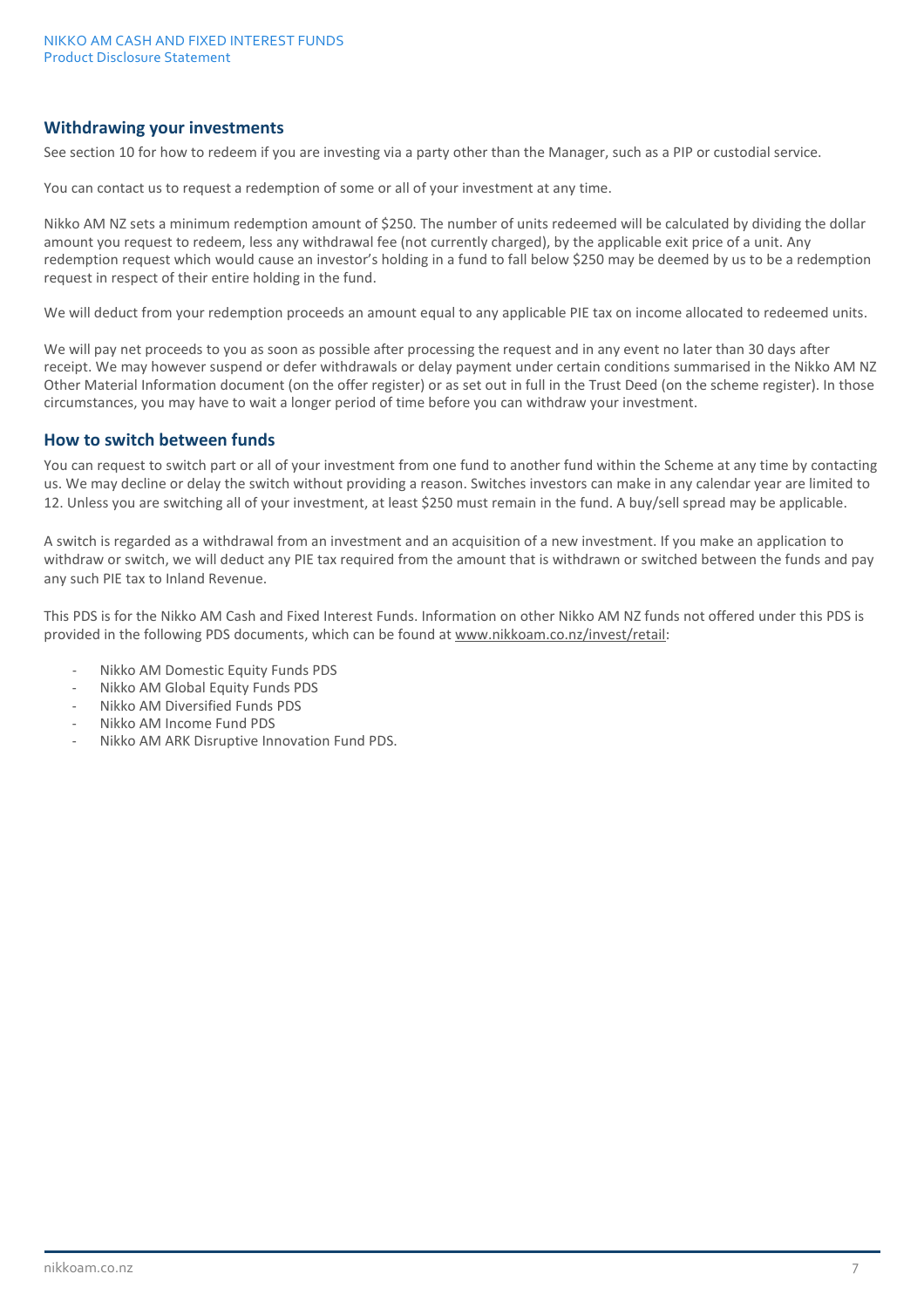## Withdrawing your investments

See section 10 for how to redeem if you are investing via a party other than the Manager, such as a PIP or custodial service.

You can contact us to request a redemption of some or all of your investment at any time.

Nikko AM NZ sets a minimum redemption amount of $250. The number of units redeemed will be calculated by dividing the dollar amount you request to redeem, less any withdrawal fee (not currently charged), by the applicable exit price of a unit. Any redemption request which would cause an investor's holding in a fund to fall below $250 may be deemed by us to be a redemption request in respect of their entire holding in the fund.

We will deduct from your redemption proceeds an amount equal to any applicable PIE tax on income allocated to redeemed units.

We will pay net proceeds to you as soon as possible after processing the request and in any event no later than 30 days after receipt. We may however suspend or defer withdrawals or delay payment under certain conditions summarised in the Nikko AM NZ Other Material Information document (on the offer register) or as set out in full in the Trust Deed (on the scheme register). In those circumstances, you may have to wait a longer period of time before you can withdraw your investment.

## How to switch between funds

You can request to switch part or all of your investment from one fund to another fund within the Scheme at any time by contacting us. We may decline or delay the switch without providing a reason. Switches investors can make in any calendar year are limited to 12. Unless you are switching all of your investment, at least $250 must remain in the fund. A buy/sell spread may be applicable.

A switch is regarded as a withdrawal from an investment and an acquisition of a new investment. If you make an application to withdraw or switch, we will deduct any PIE tax required from the amount that is withdrawn or switched between the funds and pay any such PIE tax to Inland Revenue.

This PDS is for the Nikko AM Cash and Fixed Interest Funds. Information on other Nikko AM NZ funds not offered under this PDS is provided in the following PDS documents, which can be found at www.nikkoam.co.nz/invest/retail:

- Nikko AM Domestic Equity Funds PDS
- Nikko AM Global Equity Funds PDS
- Nikko AM Diversified Funds PDS
- Nikko AM Income Fund PDS
- Nikko AM ARK Disruptive Innovation Fund PDS.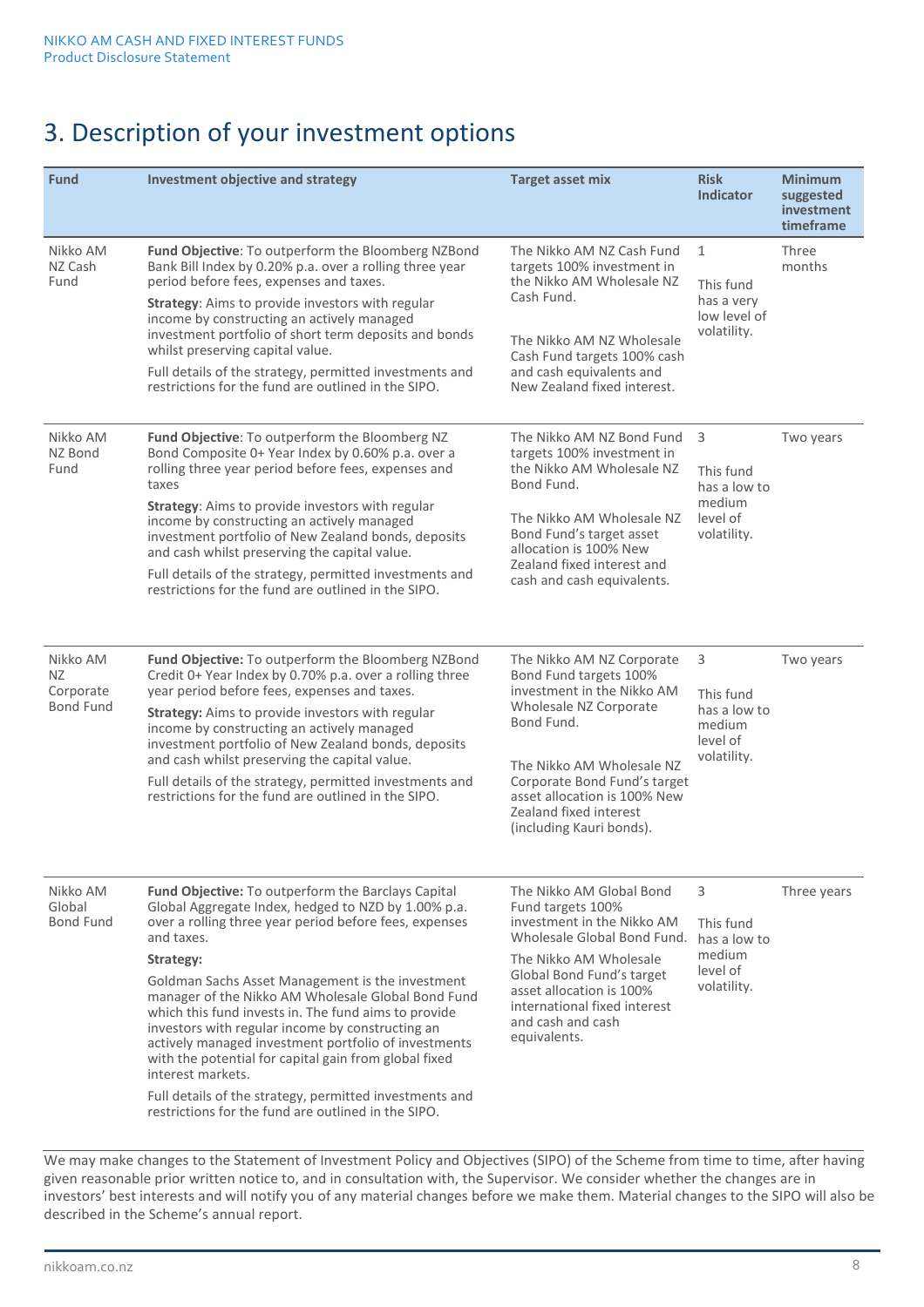# 3. Description of your investment options

| Fund | Investment objective and strategy | Target asset mix | Risk Indicator | Minimum suggested investment timeframe |
|---|---|---|---|---|
| Nikko AM NZ Cash Fund | **Fund Objective**: To outperform the Bloomberg NZBond Bank Bill Index by 0.20% p.a. over a rolling three year period before fees, expenses and taxes.<br><br>**Strategy**: Aims to provide investors with regular income by constructing an actively managed investment portfolio of short term deposits and bonds whilst preserving capital value.<br><br>Full details of the strategy, permitted investments and restrictions for the fund are outlined in the SIPO. | The Nikko AM NZ Cash Fund targets 100% investment in the Nikko AM Wholesale NZ Cash Fund.<br><br>The Nikko AM NZ Wholesale Cash Fund targets 100% cash and cash equivalents and New Zealand fixed interest. | 1<br><br>This fund has a very low level of volatility. | Three months |
| Nikko AM NZ Bond Fund | **Fund Objective**: To outperform the Bloomberg NZ Bond Composite 0+ Year Index by 0.60% p.a. over a rolling three year period before fees, expenses and taxes<br><br>**Strategy**: Aims to provide investors with regular income by constructing an actively managed investment portfolio of New Zealand bonds, deposits and cash whilst preserving the capital value.<br><br>Full details of the strategy, permitted investments and restrictions for the fund are outlined in the SIPO. | The Nikko AM NZ Bond Fund targets 100% investment in the Nikko AM Wholesale NZ Bond Fund.<br><br>The Nikko AM Wholesale NZ Bond Fund's target asset allocation is 100% New Zealand fixed interest and cash and cash equivalents. | 3<br><br>This fund has a low to medium level of volatility. | Two years |
| Nikko AM NZ Corporate Bond Fund | **Fund Objective:** To outperform the Bloomberg NZBond Credit 0+ Year Index by 0.70% p.a. over a rolling three year period before fees, expenses and taxes.<br><br>**Strategy:** Aims to provide investors with regular income by constructing an actively managed investment portfolio of New Zealand bonds, deposits and cash whilst preserving the capital value.<br><br>Full details of the strategy, permitted investments and restrictions for the fund are outlined in the SIPO. | The Nikko AM NZ Corporate Bond Fund targets 100% investment in the Nikko AM Wholesale NZ Corporate Bond Fund.<br><br>The Nikko AM Wholesale NZ Corporate Bond Fund's target asset allocation is 100% New Zealand fixed interest (including Kauri bonds). | 3<br><br>This fund has a low to medium level of volatility. | Two years |
| Nikko AM Global Bond Fund | **Fund Objective:** To outperform the Barclays Capital Global Aggregate Index, hedged to NZD by 1.00% p.a. over a rolling three year period before fees, expenses and taxes.<br><br>**Strategy:**<br><br>Goldman Sachs Asset Management is the investment manager of the Nikko AM Wholesale Global Bond Fund which this fund invests in. The fund aims to provide investors with regular income by constructing an actively managed investment portfolio of investments with the potential for capital gain from global fixed interest markets.<br><br>Full details of the strategy, permitted investments and restrictions for the fund are outlined in the SIPO. | The Nikko AM Global Bond Fund targets 100% investment in the Nikko AM Wholesale Global Bond Fund.<br><br>The Nikko AM Wholesale Global Bond Fund's target asset allocation is 100% international fixed interest and cash and cash equivalents. | 3<br><br>This fund has a low to medium level of volatility. | Three years |

We may make changes to the Statement of Investment Policy and Objectives (SIPO) of the Scheme from time to time, after having given reasonable prior written notice to, and in consultation with, the Supervisor. We consider whether the changes are in investors' best interests and will notify you of any material changes before we make them. Material changes to the SIPO will also be described in the Scheme's annual report.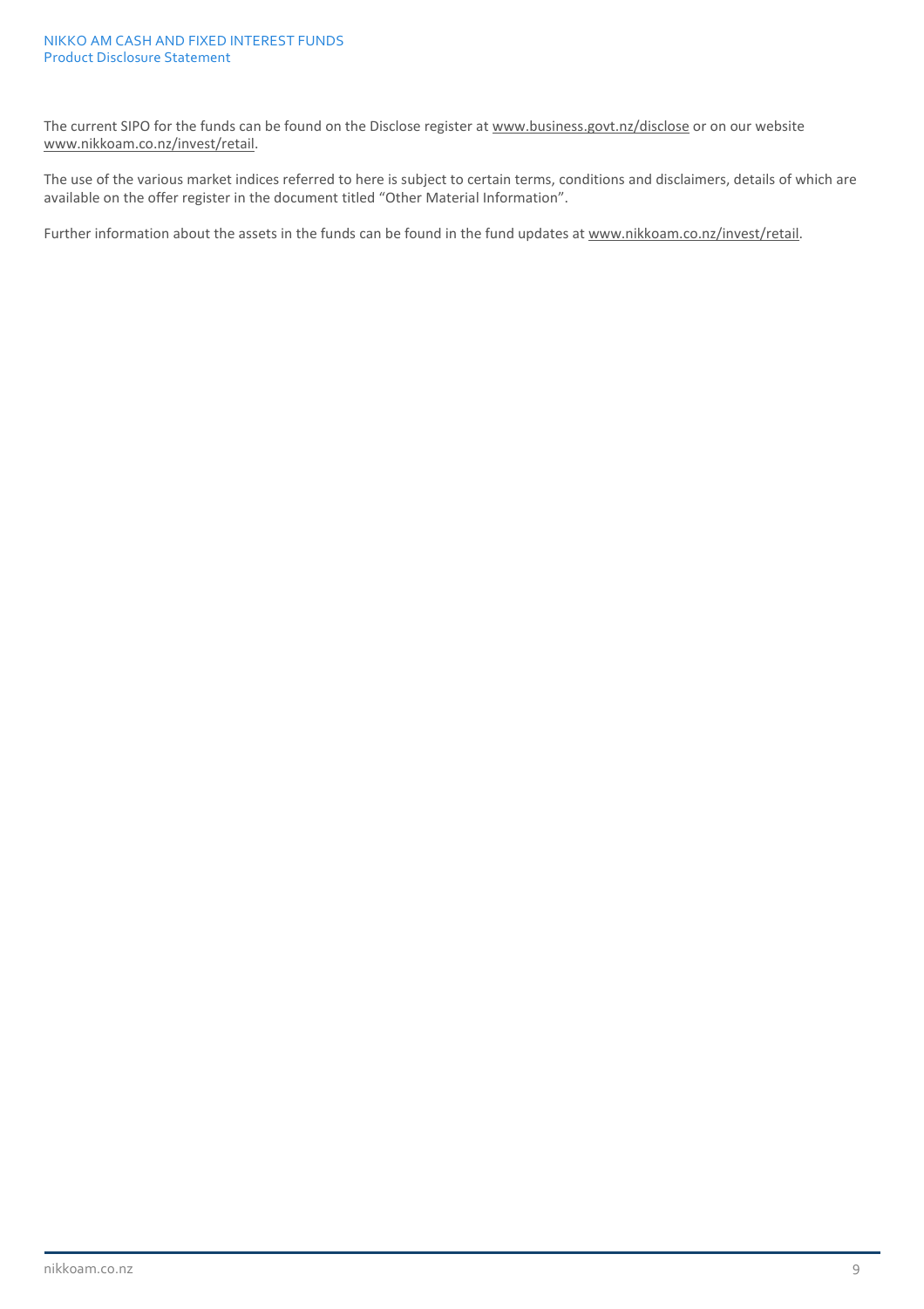The current SIPO for the funds can be found on the Disclose register at www.business.govt.nz/disclose or on our website www.nikkoam.co.nz/invest/retail.

The use of the various market indices referred to here is subject to certain terms, conditions and disclaimers, details of which are available on the offer register in the document titled "Other Material Information".

Further information about the assets in the funds can be found in the fund updates at www.nikkoam.co.nz/invest/retail.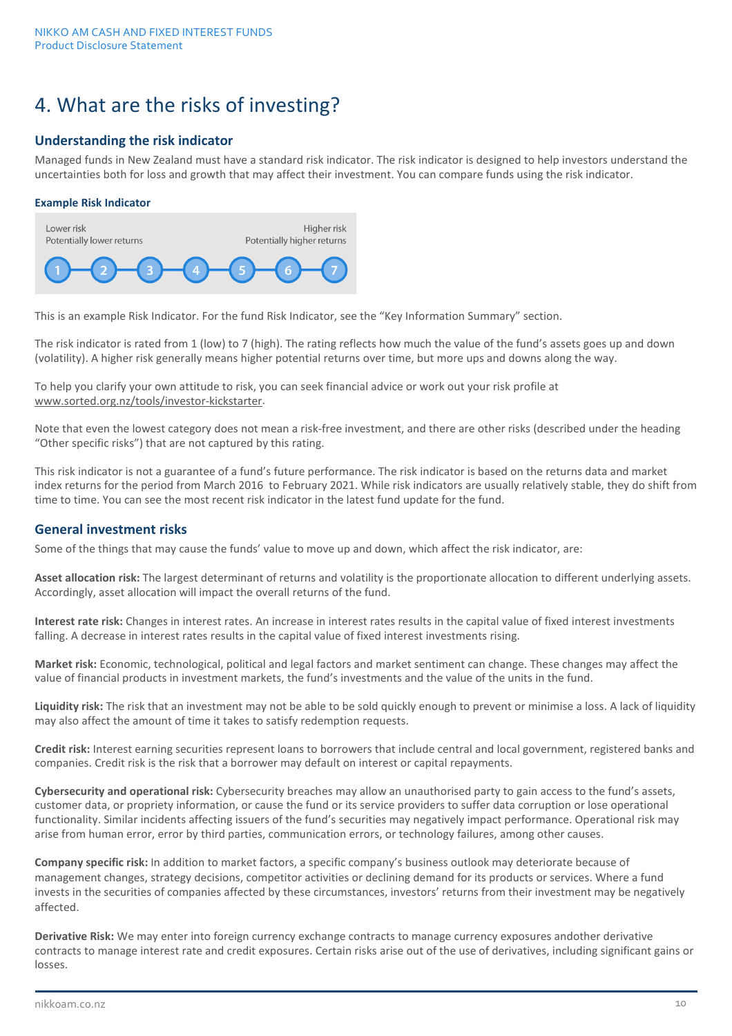# 4. What are the risks of investing?

## Understanding the risk indicator

Managed funds in New Zealand must have a standard risk indicator. The risk indicator is designed to help investors understand the uncertainties both for loss and growth that may affect their investment. You can compare funds using the risk indicator.

### Example Risk Indicator

| Lower risk<br>Potentially lower returns | | | | | | Higher risk<br>Potentially higher returns |
|---|---|---|---|---|---|---|
| 1 | 2 | 3 | 4 | 5 | 6 | 7 |

This is an example Risk Indicator. For the fund Risk Indicator, see the “Key Information Summary” section.

The risk indicator is rated from 1 (low) to 7 (high). The rating reflects how much the value of the fund’s assets goes up and down (volatility). A higher risk generally means higher potential returns over time, but more ups and downs along the way.

To help you clarify your own attitude to risk, you can seek financial advice or work out your risk profile at www.sorted.org.nz/tools/investor-kickstarter.

Note that even the lowest category does not mean a risk-free investment, and there are other risks (described under the heading “Other specific risks”) that are not captured by this rating.

This risk indicator is not a guarantee of a fund’s future performance. The risk indicator is based on the returns data and market index returns for the period from March 2016 to February 2021. While risk indicators are usually relatively stable, they do shift from time to time. You can see the most recent risk indicator in the latest fund update for the fund.

## General investment risks

Some of the things that may cause the funds’ value to move up and down, which affect the risk indicator, are:

**Asset allocation risk:** The largest determinant of returns and volatility is the proportionate allocation to different underlying assets. Accordingly, asset allocation will impact the overall returns of the fund.

**Interest rate risk:** Changes in interest rates. An increase in interest rates results in the capital value of fixed interest investments falling. A decrease in interest rates results in the capital value of fixed interest investments rising.

**Market risk:** Economic, technological, political and legal factors and market sentiment can change. These changes may affect the value of financial products in investment markets, the fund’s investments and the value of the units in the fund.

**Liquidity risk:** The risk that an investment may not be able to be sold quickly enough to prevent or minimise a loss. A lack of liquidity may also affect the amount of time it takes to satisfy redemption requests.

**Credit risk:** Interest earning securities represent loans to borrowers that include central and local government, registered banks and companies. Credit risk is the risk that a borrower may default on interest or capital repayments.

**Cybersecurity and operational risk:** Cybersecurity breaches may allow an unauthorised party to gain access to the fund’s assets, customer data, or propriety information, or cause the fund or its service providers to suffer data corruption or lose operational functionality. Similar incidents affecting issuers of the fund’s securities may negatively impact performance. Operational risk may arise from human error, error by third parties, communication errors, or technology failures, among other causes.

**Company specific risk:** In addition to market factors, a specific company’s business outlook may deteriorate because of management changes, strategy decisions, competitor activities or declining demand for its products or services. Where a fund invests in the securities of companies affected by these circumstances, investors’ returns from their investment may be negatively affected.

**Derivative Risk:** We may enter into foreign currency exchange contracts to manage currency exposures andother derivative contracts to manage interest rate and credit exposures. Certain risks arise out of the use of derivatives, including significant gains or losses.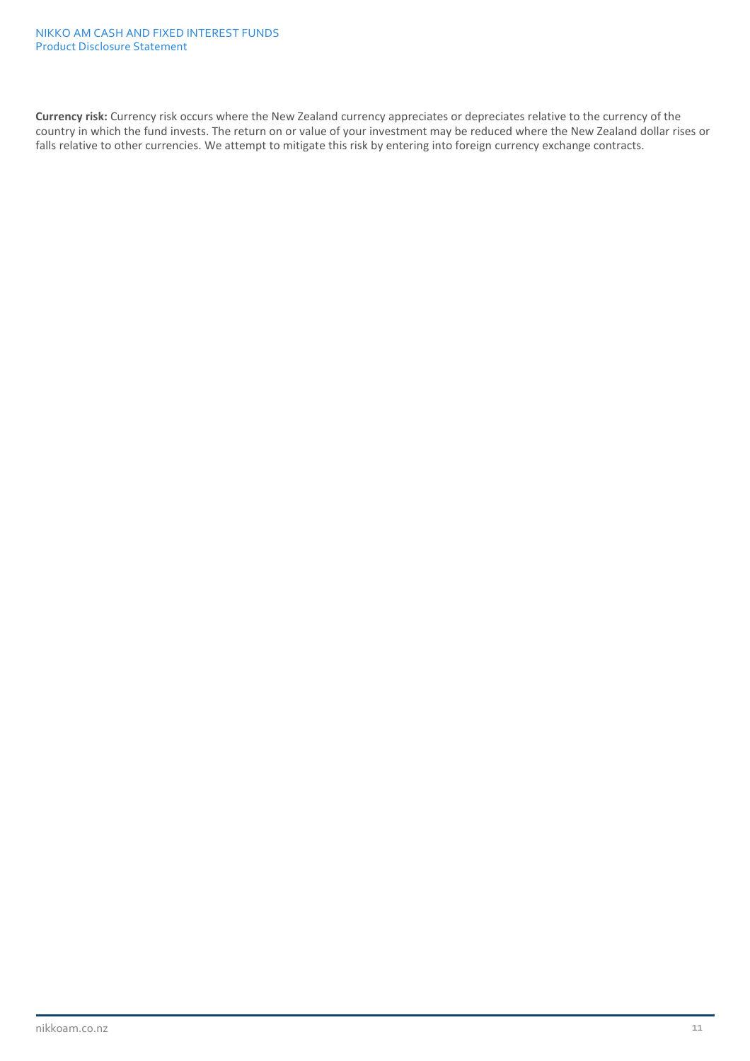**Currency risk:** Currency risk occurs where the New Zealand currency appreciates or depreciates relative to the currency of the country in which the fund invests. The return on or value of your investment may be reduced where the New Zealand dollar rises or falls relative to other currencies. We attempt to mitigate this risk by entering into foreign currency exchange contracts.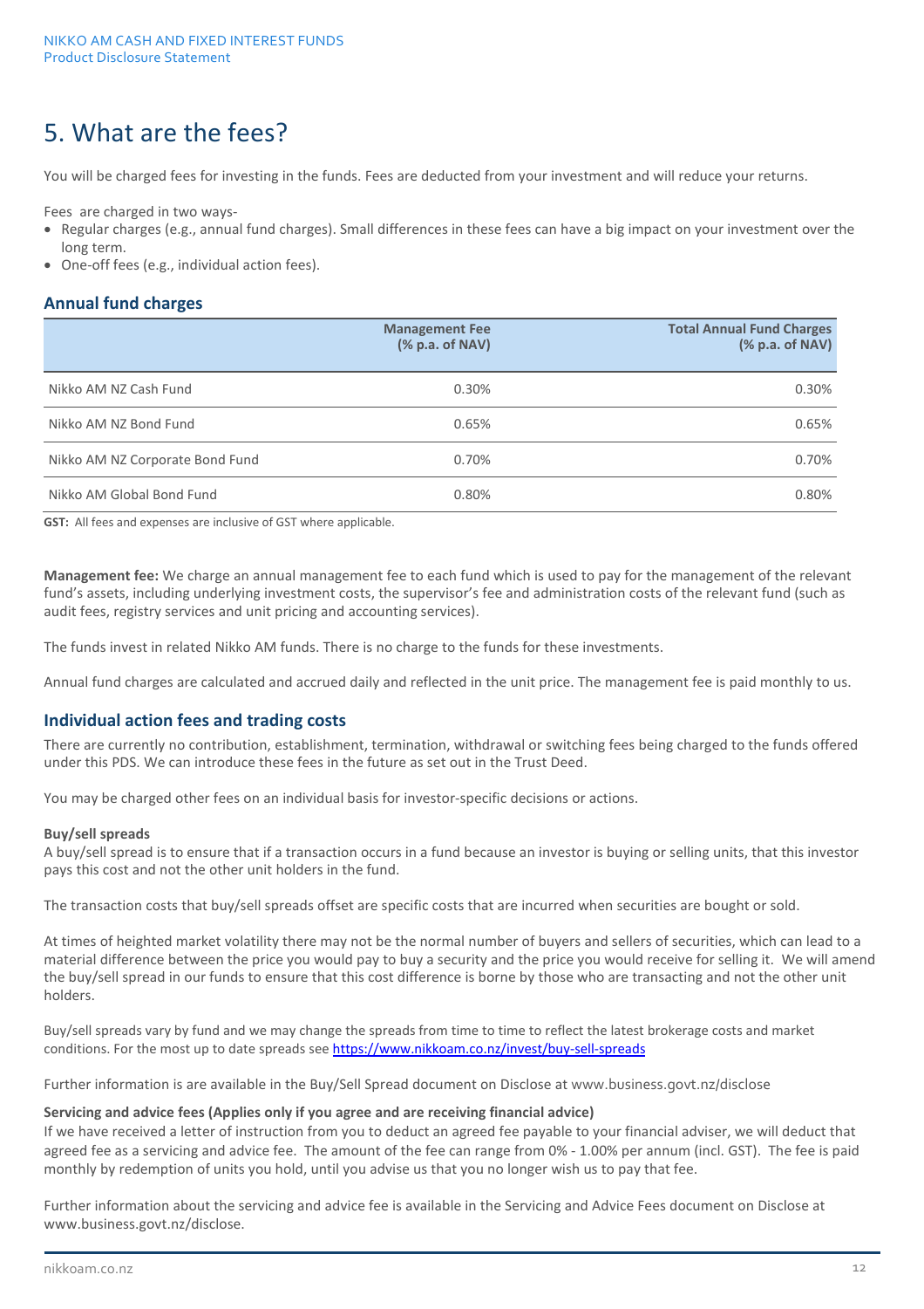# 5. What are the fees?

You will be charged fees for investing in the funds. Fees are deducted from your investment and will reduce your returns.

Fees are charged in two ways-

- Regular charges (e.g., annual fund charges). Small differences in these fees can have a big impact on your investment over the long term.
- One-off fees (e.g., individual action fees).

## Annual fund charges

| | Management Fee (% p.a. of NAV) | Total Annual Fund Charges (% p.a. of NAV) |
|---|---|---|
| Nikko AM NZ Cash Fund | 0.30% | 0.30% |
| Nikko AM NZ Bond Fund | 0.65% | 0.65% |
| Nikko AM NZ Corporate Bond Fund | 0.70% | 0.70% |
| Nikko AM Global Bond Fund | 0.80% | 0.80% |

**GST:** All fees and expenses are inclusive of GST where applicable.

**Management fee:** We charge an annual management fee to each fund which is used to pay for the management of the relevant fund's assets, including underlying investment costs, the supervisor's fee and administration costs of the relevant fund (such as audit fees, registry services and unit pricing and accounting services).

The funds invest in related Nikko AM funds. There is no charge to the funds for these investments.

Annual fund charges are calculated and accrued daily and reflected in the unit price. The management fee is paid monthly to us.

## Individual action fees and trading costs

There are currently no contribution, establishment, termination, withdrawal or switching fees being charged to the funds offered under this PDS. We can introduce these fees in the future as set out in the Trust Deed.

You may be charged other fees on an individual basis for investor-specific decisions or actions.

**Buy/sell spreads**

A buy/sell spread is to ensure that if a transaction occurs in a fund because an investor is buying or selling units, that this investor pays this cost and not the other unit holders in the fund.

The transaction costs that buy/sell spreads offset are specific costs that are incurred when securities are bought or sold.

At times of heighted market volatility there may not be the normal number of buyers and sellers of securities, which can lead to a material difference between the price you would pay to buy a security and the price you would receive for selling it. We will amend the buy/sell spread in our funds to ensure that this cost difference is borne by those who are transacting and not the other unit holders.

Buy/sell spreads vary by fund and we may change the spreads from time to time to reflect the latest brokerage costs and market conditions. For the most up to date spreads see https://www.nikkoam.co.nz/invest/buy-sell-spreads

Further information is are available in the Buy/Sell Spread document on Disclose at www.business.govt.nz/disclose

**Servicing and advice fees (Applies only if you agree and are receiving financial advice)**

If we have received a letter of instruction from you to deduct an agreed fee payable to your financial adviser, we will deduct that agreed fee as a servicing and advice fee. The amount of the fee can range from 0% - 1.00% per annum (incl. GST). The fee is paid monthly by redemption of units you hold, until you advise us that you no longer wish us to pay that fee.

Further information about the servicing and advice fee is available in the Servicing and Advice Fees document on Disclose at www.business.govt.nz/disclose.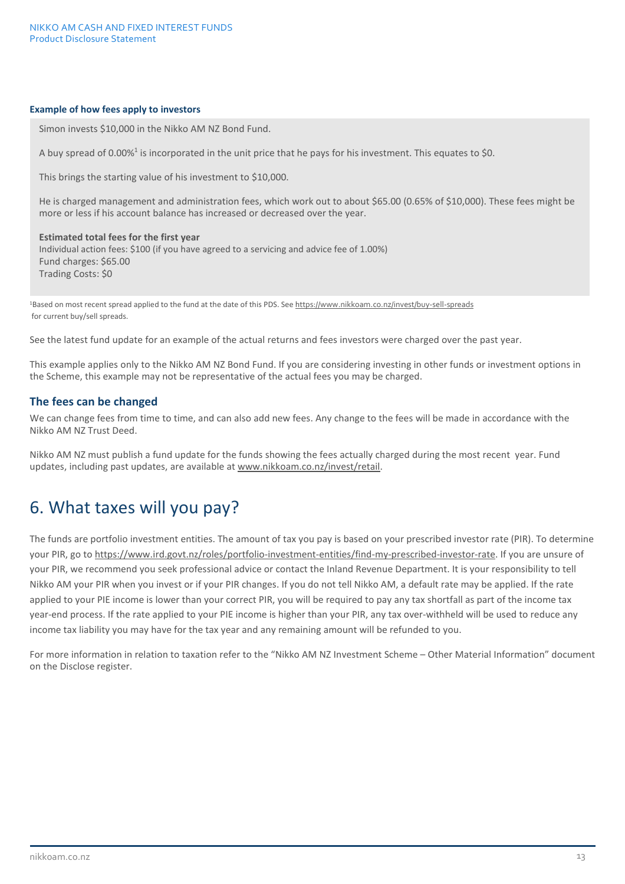**Example of how fees apply to investors**

Simon invests $10,000 in the Nikko AM NZ Bond Fund.

A buy spread of 0.00%[1] is incorporated in the unit price that he pays for his investment. This equates to $0.

This brings the starting value of his investment to $10,000.

He is charged management and administration fees, which work out to about $65.00 (0.65% of $10,000). These fees might be more or less if his account balance has increased or decreased over the year.

**Estimated total fees for the first year**
Individual action fees: $100 (if you have agreed to a servicing and advice fee of 1.00%)
Fund charges: $65.00
Trading Costs: $0

[1]Based on most recent spread applied to the fund at the date of this PDS. See https://www.nikkoam.co.nz/invest/buy-sell-spreads for current buy/sell spreads.

See the latest fund update for an example of the actual returns and fees investors were charged over the past year.

This example applies only to the Nikko AM NZ Bond Fund. If you are considering investing in other funds or investment options in the Scheme, this example may not be representative of the actual fees you may be charged.

### The fees can be changed

We can change fees from time to time, and can also add new fees. Any change to the fees will be made in accordance with the Nikko AM NZ Trust Deed.

Nikko AM NZ must publish a fund update for the funds showing the fees actually charged during the most recent year. Fund updates, including past updates, are available at www.nikkoam.co.nz/invest/retail.

# 6. What taxes will you pay?

The funds are portfolio investment entities. The amount of tax you pay is based on your prescribed investor rate (PIR). To determine your PIR, go to https://www.ird.govt.nz/roles/portfolio-investment-entities/find-my-prescribed-investor-rate. If you are unsure of your PIR, we recommend you seek professional advice or contact the Inland Revenue Department. It is your responsibility to tell Nikko AM your PIR when you invest or if your PIR changes. If you do not tell Nikko AM, a default rate may be applied. If the rate applied to your PIE income is lower than your correct PIR, you will be required to pay any tax shortfall as part of the income tax year-end process. If the rate applied to your PIE income is higher than your PIR, any tax over-withheld will be used to reduce any income tax liability you may have for the tax year and any remaining amount will be refunded to you.

For more information in relation to taxation refer to the "Nikko AM NZ Investment Scheme – Other Material Information" document on the Disclose register.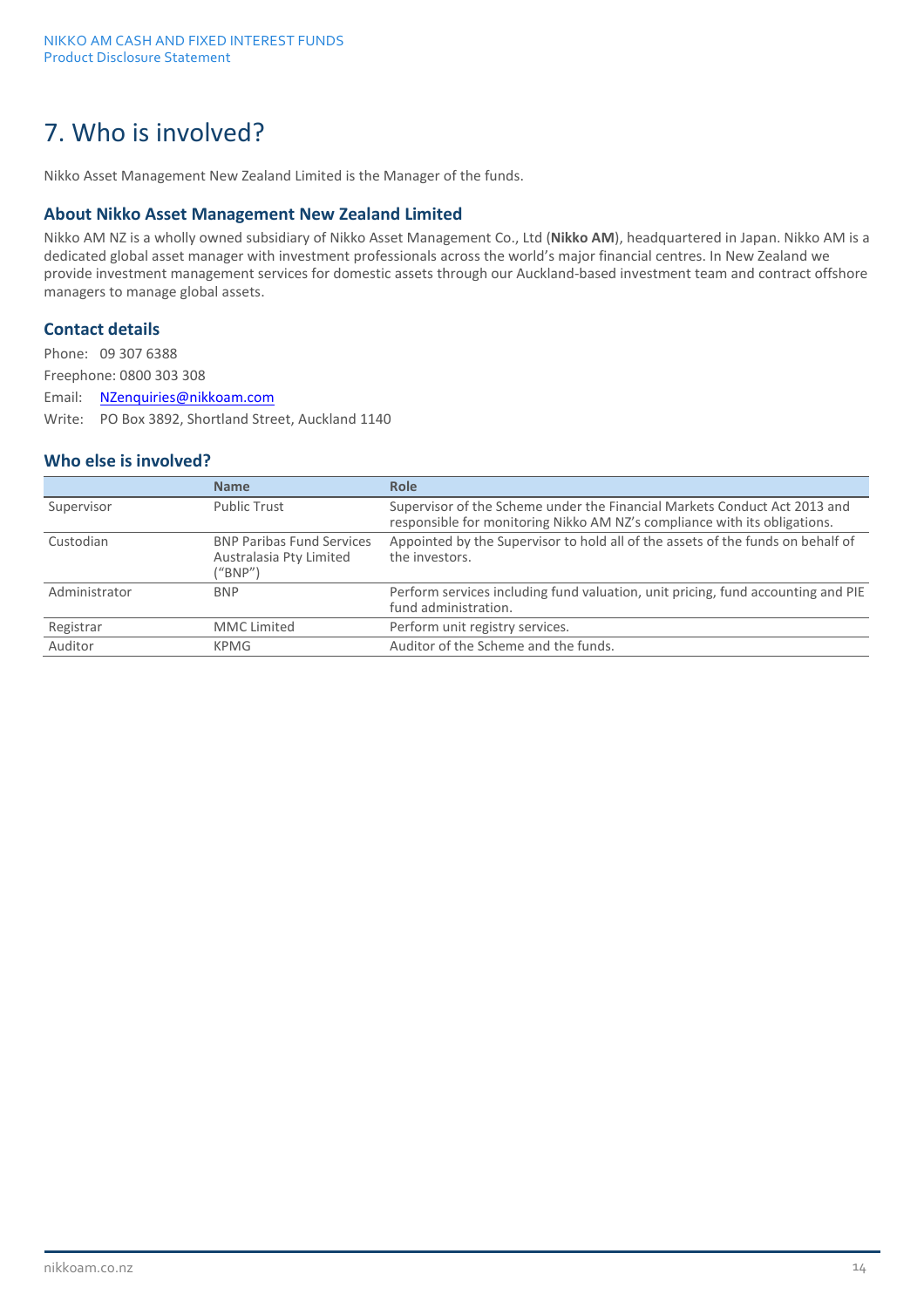# 7. Who is involved?

Nikko Asset Management New Zealand Limited is the Manager of the funds.

## About Nikko Asset Management New Zealand Limited

Nikko AM NZ is a wholly owned subsidiary of Nikko Asset Management Co., Ltd (**Nikko AM**), headquartered in Japan. Nikko AM is a dedicated global asset manager with investment professionals across the world's major financial centres. In New Zealand we provide investment management services for domestic assets through our Auckland-based investment team and contract offshore managers to manage global assets.

## Contact details

Phone: 09 307 6388

Freephone: 0800 303 308

Email: NZenquiries@nikkoam.com

Write: PO Box 3892, Shortland Street, Auckland 1140

## Who else is involved?

| | Name | Role |
|---|---|---|
| Supervisor | Public Trust | Supervisor of the Scheme under the Financial Markets Conduct Act 2013 and responsible for monitoring Nikko AM NZ's compliance with its obligations. |
| Custodian | BNP Paribas Fund Services Australasia Pty Limited ("BNP") | Appointed by the Supervisor to hold all of the assets of the funds on behalf of the investors. |
| Administrator | BNP | Perform services including fund valuation, unit pricing, fund accounting and PIE fund administration. |
| Registrar | MMC Limited | Perform unit registry services. |
| Auditor | KPMG | Auditor of the Scheme and the funds. |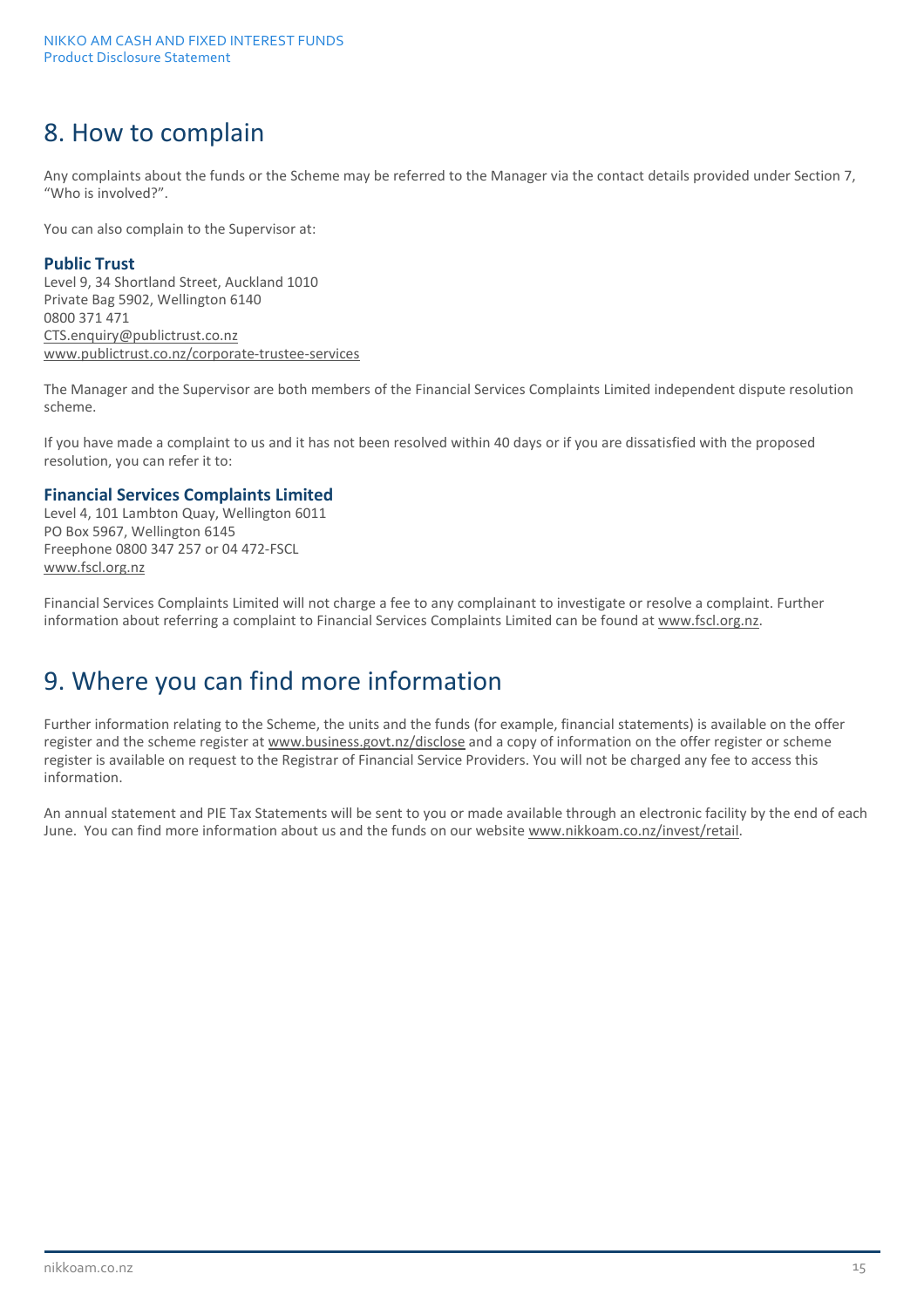# 8. How to complain

Any complaints about the funds or the Scheme may be referred to the Manager via the contact details provided under Section 7, "Who is involved?".

You can also complain to the Supervisor at:

**Public Trust**
Level 9, 34 Shortland Street, Auckland 1010
Private Bag 5902, Wellington 6140
0800 371 471
CTS.enquiry@publictrust.co.nz
www.publictrust.co.nz/corporate-trustee-services

The Manager and the Supervisor are both members of the Financial Services Complaints Limited independent dispute resolution scheme.

If you have made a complaint to us and it has not been resolved within 40 days or if you are dissatisfied with the proposed resolution, you can refer it to:

**Financial Services Complaints Limited**
Level 4, 101 Lambton Quay, Wellington 6011
PO Box 5967, Wellington 6145
Freephone 0800 347 257 or 04 472-FSCL
www.fscl.org.nz

Financial Services Complaints Limited will not charge a fee to any complainant to investigate or resolve a complaint. Further information about referring a complaint to Financial Services Complaints Limited can be found at www.fscl.org.nz.

# 9. Where you can find more information

Further information relating to the Scheme, the units and the funds (for example, financial statements) is available on the offer register and the scheme register at www.business.govt.nz/disclose and a copy of information on the offer register or scheme register is available on request to the Registrar of Financial Service Providers. You will not be charged any fee to access this information.

An annual statement and PIE Tax Statements will be sent to you or made available through an electronic facility by the end of each June. You can find more information about us and the funds on our website www.nikkoam.co.nz/invest/retail.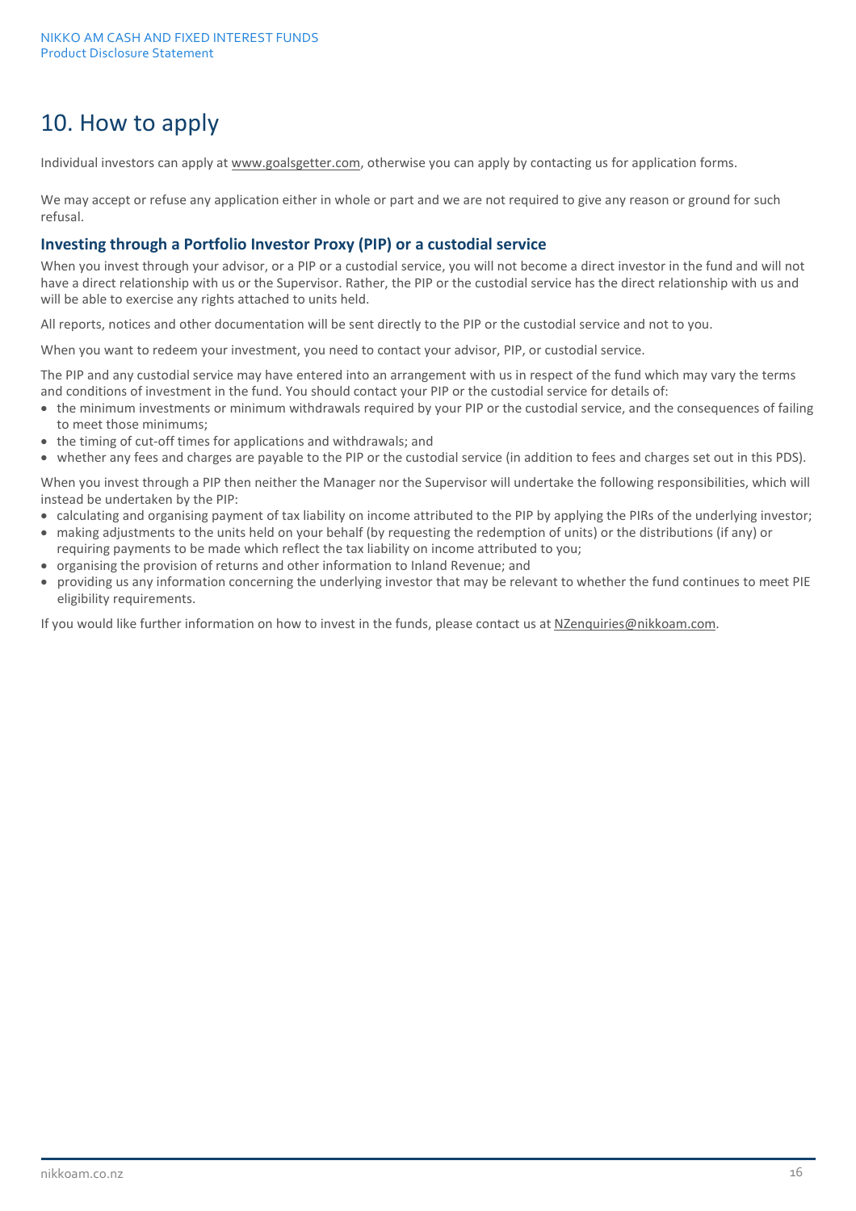# 10. How to apply

Individual investors can apply at www.goalsgetter.com, otherwise you can apply by contacting us for application forms.

We may accept or refuse any application either in whole or part and we are not required to give any reason or ground for such refusal.

### Investing through a Portfolio Investor Proxy (PIP) or a custodial service

When you invest through your advisor, or a PIP or a custodial service, you will not become a direct investor in the fund and will not have a direct relationship with us or the Supervisor. Rather, the PIP or the custodial service has the direct relationship with us and will be able to exercise any rights attached to units held.

All reports, notices and other documentation will be sent directly to the PIP or the custodial service and not to you.

When you want to redeem your investment, you need to contact your advisor, PIP, or custodial service.

The PIP and any custodial service may have entered into an arrangement with us in respect of the fund which may vary the terms and conditions of investment in the fund. You should contact your PIP or the custodial service for details of:

- the minimum investments or minimum withdrawals required by your PIP or the custodial service, and the consequences of failing to meet those minimums;
- the timing of cut-off times for applications and withdrawals; and
- whether any fees and charges are payable to the PIP or the custodial service (in addition to fees and charges set out in this PDS).

When you invest through a PIP then neither the Manager nor the Supervisor will undertake the following responsibilities, which will instead be undertaken by the PIP:

- calculating and organising payment of tax liability on income attributed to the PIP by applying the PIRs of the underlying investor;
- making adjustments to the units held on your behalf (by requesting the redemption of units) or the distributions (if any) or requiring payments to be made which reflect the tax liability on income attributed to you;
- organising the provision of returns and other information to Inland Revenue; and
- providing us any information concerning the underlying investor that may be relevant to whether the fund continues to meet PIE eligibility requirements.

If you would like further information on how to invest in the funds, please contact us at NZenquiries@nikkoam.com.